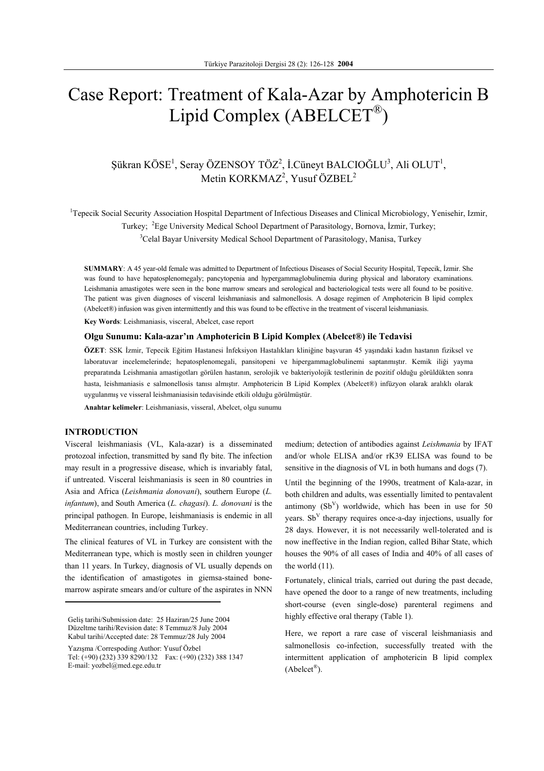# Case Report: Treatment of Kala-Azar by Amphotericin B Lipid Complex (ABELCET®)

Şükran KÖSE[1], Seray ÖZENSOY TÖZ[2], İ.Cüneyt BALCIOĞLU[3], Ali OLUT[1], Metin KORKMAZ[2], Yusuf ÖZBEL[2]

[1]Tepecik Social Security Association Hospital Department of Infectious Diseases and Clinical Microbiology, Yenisehir, Izmir, Turkey; [2]Ege University Medical School Department of Parasitology, Bornova, İzmir, Turkey; [3]Celal Bayar University Medical School Department of Parasitology, Manisa, Turkey

**SUMMARY**: A 45 year-old female was admitted to Department of Infectious Diseases of Social Security Hospital, Tepecik, İzmir. She was found to have hepatosplenomegaly; pancytopenia and hypergammaglobulinemia during physical and laboratory examinations. Leishmania amastigotes were seen in the bone marrow smears and serological and bacteriological tests were all found to be positive. The patient was given diagnoses of visceral leishmaniasis and salmonellosis. A dosage regimen of Amphotericin B lipid complex (Abelcet®) infusion was given intermittently and this was found to be effective in the treatment of visceral leishmaniasis.

**Key Words**: Leishmaniasis, visceral, Abelcet, case report

### Olgu Sunumu: Kala-azar'ın Amphotericin B Lipid Komplex (Abelcet®) ile Tedavisi

**ÖZET**: SSK İzmir, Tepecik Eğitim Hastanesi İnfeksiyon Hastalıkları kliniğine başvuran 45 yaşındaki kadın hastanın fiziksel ve laboratuvar incelemelerinde; hepatosplenomegali, pansitopeni ve hipergammaglobulinemi saptanmıştır. Kemik iliği yayma preparatında Leishmania amastigotları görülen hastanın, serolojik ve bakteriyolojik testlerinin de pozitif olduğu görüldükten sonra hasta, leishmaniasis e salmonellosis tanısı almıştır. Amphotericin B Lipid Komplex (Abelcet®) infüzyon olarak aralıklı olarak uygulanmış ve visseral leishmaniasisin tedavisinde etkili olduğu görülmüştür.

**Anahtar kelimeler**: Leishmaniasis, visseral, Abelcet, olgu sunumu

## INTRODUCTION

Visceral leishmaniasis (VL, Kala-azar) is a disseminated protozoal infection, transmitted by sand fly bite. The infection may result in a progressive disease, which is invariably fatal, if untreated. Visceral leishmaniasis is seen in 80 countries in Asia and Africa (*Leishmania donovani*), southern Europe (*L. infantum*), and South America (*L. chagasi*). *L. donovani* is the principal pathogen. In Europe, leishmaniasis is endemic in all Mediterranean countries, including Turkey.

The clinical features of VL in Turkey are consistent with the Mediterranean type, which is mostly seen in children younger than 11 years. In Turkey, diagnosis of VL usually depends on the identification of amastigotes in giemsa-stained bone-marrow aspirate smears and/or culture of the aspirates in NNN medium; detection of antibodies against *Leishmania* by IFAT and/or whole ELISA and/or rK39 ELISA was found to be sensitive in the diagnosis of VL in both humans and dogs (7).

Until the beginning of the 1990s, treatment of Kala-azar, in both children and adults, was essentially limited to pentavalent antimony ($Sb^V$) worldwide, which has been in use for 50 years. $Sb^V$ therapy requires once-a-day injections, usually for 28 days. However, it is not necessarily well-tolerated and is now ineffective in the Indian region, called Bihar State, which houses the 90% of all cases of India and 40% of all cases of the world (11).

Fortunately, clinical trials, carried out during the past decade, have opened the door to a range of new treatments, including short-course (even single-dose) parenteral regimens and highly effective oral therapy (Table 1).

Here, we report a rare case of visceral leishmaniasis and salmonellosis co-infection, successfully treated with the intermittent application of amphotericin B lipid complex (Abelcet®).

Geliş tarihi/Submission date: 25 Haziran/25 June 2004
Düzeltme tarihi/Revision date: 8 Temmuz/8 July 2004
Kabul tarihi/Accepted date: 28 Temmuz/28 July 2004

Yazışma /Correspoding Author: Yusuf Özbel
Tel: (+90) (232) 339 8290/132 Fax: (+90) (232) 388 1347
E-mail: yozbel@med.ege.edu.tr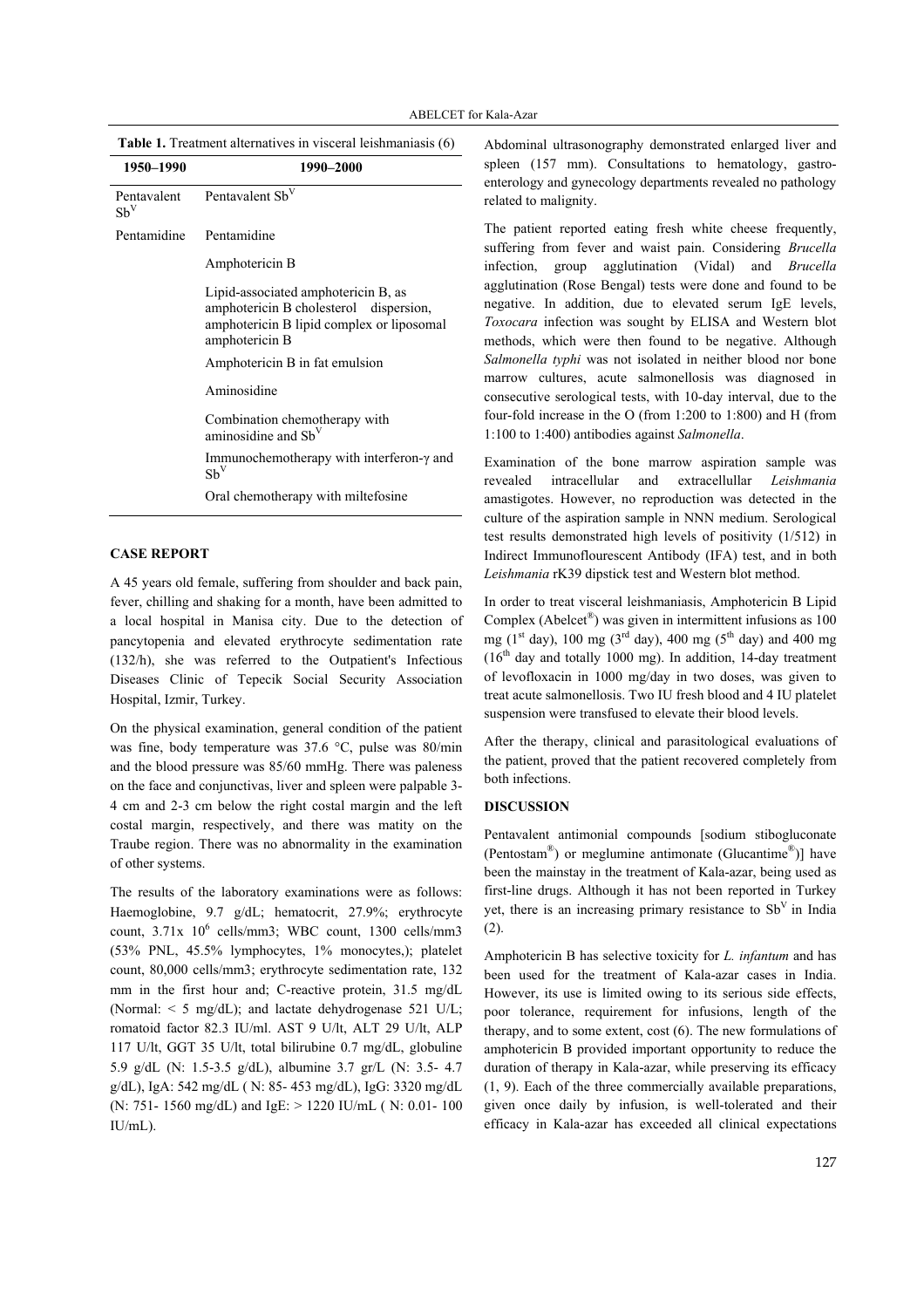**Table 1.** Treatment alternatives in visceral leishmaniasis (6)

| 1950–1990 | 1990–2000 |
| --- | --- |
| Pentavalent $Sb^V$ | Pentavalent $Sb^V$ |
| Pentamidine | Pentamidine |
| | Amphotericin B |
| | Lipid-associated amphotericin B, as amphotericin B cholesterol dispersion, amphotericin B lipid complex or liposomal amphotericin B |
| | Amphotericin B in fat emulsion |
| | Aminosidine |
| | Combination chemotherapy with aminosidine and $Sb^V$ |
| | Immunochemotherapy with interferon-γ and $Sb^V$ |
| | Oral chemotherapy with miltefosine |

## CASE REPORT

A 45 years old female, suffering from shoulder and back pain, fever, chilling and shaking for a month, have been admitted to a local hospital in Manisa city. Due to the detection of pancytopenia and elevated erythrocyte sedimentation rate (132/h), she was referred to the Outpatient's Infectious Diseases Clinic of Tepecik Social Security Association Hospital, Izmir, Turkey.

On the physical examination, general condition of the patient was fine, body temperature was 37.6 °C, pulse was 80/min and the blood pressure was 85/60 mmHg. There was paleness on the face and conjunctivas, liver and spleen were palpable 3-4 cm and 2-3 cm below the right costal margin and the left costal margin, respectively, and there was matity on the Traube region. There was no abnormality in the examination of other systems.

The results of the laboratory examinations were as follows: Haemoglobine, 9.7 g/dL; hematocrit, 27.9%; erythrocyte count, 3.71x $10^6$ cells/mm3; WBC count, 1300 cells/mm3 (53% PNL, 45.5% lymphocytes, 1% monocytes,); platelet count, 80,000 cells/mm3; erythrocyte sedimentation rate, 132 mm in the first hour and; C-reactive protein, 31.5 mg/dL (Normal: < 5 mg/dL); and lactate dehydrogenase 521 U/L; romatoid factor 82.3 IU/ml. AST 9 U/lt, ALT 29 U/lt, ALP 117 U/lt, GGT 35 U/lt, total bilirubine 0.7 mg/dL, globuline 5.9 g/dL (N: 1.5-3.5 g/dL), albumine 3.7 gr/L (N: 3.5- 4.7 g/dL), IgA: 542 mg/dL ( N: 85- 453 mg/dL), IgG: 3320 mg/dL (N: 751- 1560 mg/dL) and IgE: > 1220 IU/mL ( N: 0.01- 100 IU/mL).

Abdominal ultrasonography demonstrated enlarged liver and spleen (157 mm). Consultations to hematology, gastroenterology and gynecology departments revealed no pathology related to malignity.

The patient reported eating fresh white cheese frequently, suffering from fever and waist pain. Considering *Brucella* infection, group agglutination (Vidal) and *Brucella* agglutination (Rose Bengal) tests were done and found to be negative. In addition, due to elevated serum IgE levels, *Toxocara* infection was sought by ELISA and Western blot methods, which were then found to be negative. Although *Salmonella typhi* was not isolated in neither blood nor bone marrow cultures, acute salmonellosis was diagnosed in consecutive serological tests, with 10-day interval, due to the four-fold increase in the O (from 1:200 to 1:800) and H (from 1:100 to 1:400) antibodies against *Salmonella*.

Examination of the bone marrow aspiration sample was revealed intracellular and extracellullar *Leishmania* amastigotes. However, no reproduction was detected in the culture of the aspiration sample in NNN medium. Serological test results demonstrated high levels of positivity (1/512) in Indirect Immunoflourescent Antibody (IFA) test, and in both *Leishmania* rK39 dipstick test and Western blot method.

In order to treat visceral leishmaniasis, Amphotericin B Lipid Complex (Abelcet®) was given in intermittent infusions as 100 mg (1st day), 100 mg (3rd day), 400 mg (5th day) and 400 mg (16th day and totally 1000 mg). In addition, 14-day treatment of levofloxacin in 1000 mg/day in two doses, was given to treat acute salmonellosis. Two IU fresh blood and 4 IU platelet suspension were transfused to elevate their blood levels.

After the therapy, clinical and parasitological evaluations of the patient, proved that the patient recovered completely from both infections.

## DISCUSSION

Pentavalent antimonial compounds [sodium stibogluconate (Pentostam®) or meglumine antimonate (Glucantime®)] have been the mainstay in the treatment of Kala-azar, being used as first-line drugs. Although it has not been reported in Turkey yet, there is an increasing primary resistance to $Sb^V$ in India (2).

Amphotericin B has selective toxicity for *L. infantum* and has been used for the treatment of Kala-azar cases in India. However, its use is limited owing to its serious side effects, poor tolerance, requirement for infusions, length of the therapy, and to some extent, cost (6). The new formulations of amphotericin B provided important opportunity to reduce the duration of therapy in Kala-azar, while preserving its efficacy (1, 9). Each of the three commercially available preparations, given once daily by infusion, is well-tolerated and their efficacy in Kala-azar has exceeded all clinical expectations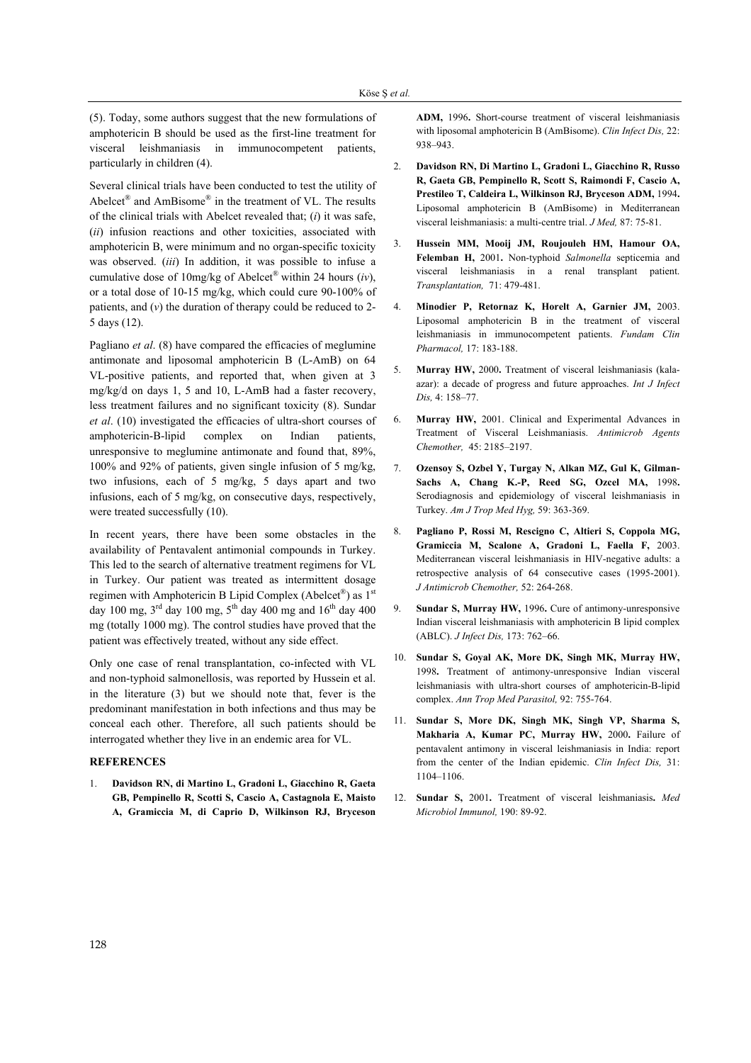(5). Today, some authors suggest that the new formulations of amphotericin B should be used as the first-line treatment for visceral leishmaniasis in immunocompetent patients, particularly in children (4).

Several clinical trials have been conducted to test the utility of Abelcet® and AmBisome® in the treatment of VL. The results of the clinical trials with Abelcet revealed that; (*i*) it was safe, (*ii*) infusion reactions and other toxicities, associated with amphotericin B, were minimum and no organ-specific toxicity was observed. (*iii*) In addition, it was possible to infuse a cumulative dose of 10mg/kg of Abelcet® within 24 hours (*iv*), or a total dose of 10-15 mg/kg, which could cure 90-100% of patients, and (*v*) the duration of therapy could be reduced to 2-5 days (12).

Pagliano *et al*. (8) have compared the efficacies of meglumine antimonate and liposomal amphotericin B (L-AmB) on 64 VL-positive patients, and reported that, when given at 3 mg/kg/d on days 1, 5 and 10, L-AmB had a faster recovery, less treatment failures and no significant toxicity (8). Sundar *et al*. (10) investigated the efficacies of ultra-short courses of amphotericin-B-lipid complex on Indian patients, unresponsive to meglumine antimonate and found that, 89%, 100% and 92% of patients, given single infusion of 5 mg/kg, two infusions, each of 5 mg/kg, 5 days apart and two infusions, each of 5 mg/kg, on consecutive days, respectively, were treated successfully (10).

In recent years, there have been some obstacles in the availability of Pentavalent antimonial compounds in Turkey. This led to the search of alternative treatment regimens for VL in Turkey. Our patient was treated as intermittent dosage regimen with Amphotericin B Lipid Complex (Abelcet®) as 1st day 100 mg, 3rd day 100 mg, 5th day 400 mg and 16th day 400 mg (totally 1000 mg). The control studies have proved that the patient was effectively treated, without any side effect.

Only one case of renal transplantation, co-infected with VL and non-typhoid salmonellosis, was reported by Hussein et al. in the literature (3) but we should note that, fever is the predominant manifestation in both infections and thus may be conceal each other. Therefore, all such patients should be interrogated whether they live in an endemic area for VL.

## REFERENCES

1. **Davidson RN, di Martino L, Gradoni L, Giacchino R, Gaeta GB, Pempinello R, Scotti S, Cascio A, Castagnola E, Maisto A, Gramiccia M, di Caprio D, Wilkinson RJ, Bryceson ADM,** 1996**.** Short-course treatment of visceral leishmaniasis with liposomal amphotericin B (AmBisome). *Clin Infect Dis,* 22: 938–943.
2. **Davidson RN, Di Martino L, Gradoni L, Giacchino R, Russo R, Gaeta GB, Pempinello R, Scott S, Raimondi F, Cascio A, Prestileo T, Caldeira L, Wilkinson RJ, Bryceson ADM,** 1994**.** Liposomal amphotericin B (AmBisome) in Mediterranean visceral leishmaniasis: a multi-centre trial. *J Med,* 87: 75-81.
3. **Hussein MM, Mooij JM, Roujouleh HM, Hamour OA, Felemban H,** 2001**.** Non-typhoid *Salmonella* septicemia and visceral leishmaniasis in a renal transplant patient. *Transplantation,* 71: 479-481.
4. **Minodier P, Retornaz K, Horelt A, Garnier JM,** 2003. Liposomal amphotericin B in the treatment of visceral leishmaniasis in immunocompetent patients. *Fundam Clin Pharmacol,* 17: 183-188.
5. **Murray HW,** 2000**.** Treatment of visceral leishmaniasis (kala-azar): a decade of progress and future approaches. *Int J Infect Dis,* 4: 158–77.
6. **Murray HW,** 2001. Clinical and Experimental Advances in Treatment of Visceral Leishmaniasis. *Antimicrob Agents Chemother,* 45: 2185–2197.
7. **Ozensoy S, Ozbel Y, Turgay N, Alkan MZ, Gul K, Gilman-Sachs A, Chang K.-P, Reed SG, Ozcel MA,** 1998**.** Serodiagnosis and epidemiology of visceral leishmaniasis in Turkey. *Am J Trop Med Hyg,* 59: 363-369.
8. **Pagliano P, Rossi M, Rescigno C, Altieri S, Coppola MG, Gramiccia M, Scalone A, Gradoni L, Faella F,** 2003. Mediterranean visceral leishmaniasis in HIV-negative adults: a retrospective analysis of 64 consecutive cases (1995-2001). *J Antimicrob Chemother,* 52: 264-268.
9. **Sundar S, Murray HW,** 1996**.** Cure of antimony-unresponsive Indian visceral leishmaniasis with amphotericin B lipid complex (ABLC). *J Infect Dis,* 173: 762–66.
10. **Sundar S, Goyal AK, More DK, Singh MK, Murray HW,** 1998**.** Treatment of antimony-unresponsive Indian visceral leishmaniasis with ultra-short courses of amphotericin-B-lipid complex. *Ann Trop Med Parasitol,* 92: 755-764.
11. **Sundar S, More DK, Singh MK, Singh VP, Sharma S, Makharia A, Kumar PC, Murray HW,** 2000**.** Failure of pentavalent antimony in visceral leishmaniasis in India: report from the center of the Indian epidemic. *Clin Infect Dis,* 31: 1104–1106.
12. **Sundar S,** 2001**.** Treatment of visceral leishmaniasis**.** *Med Microbiol Immunol,* 190: 89-92.